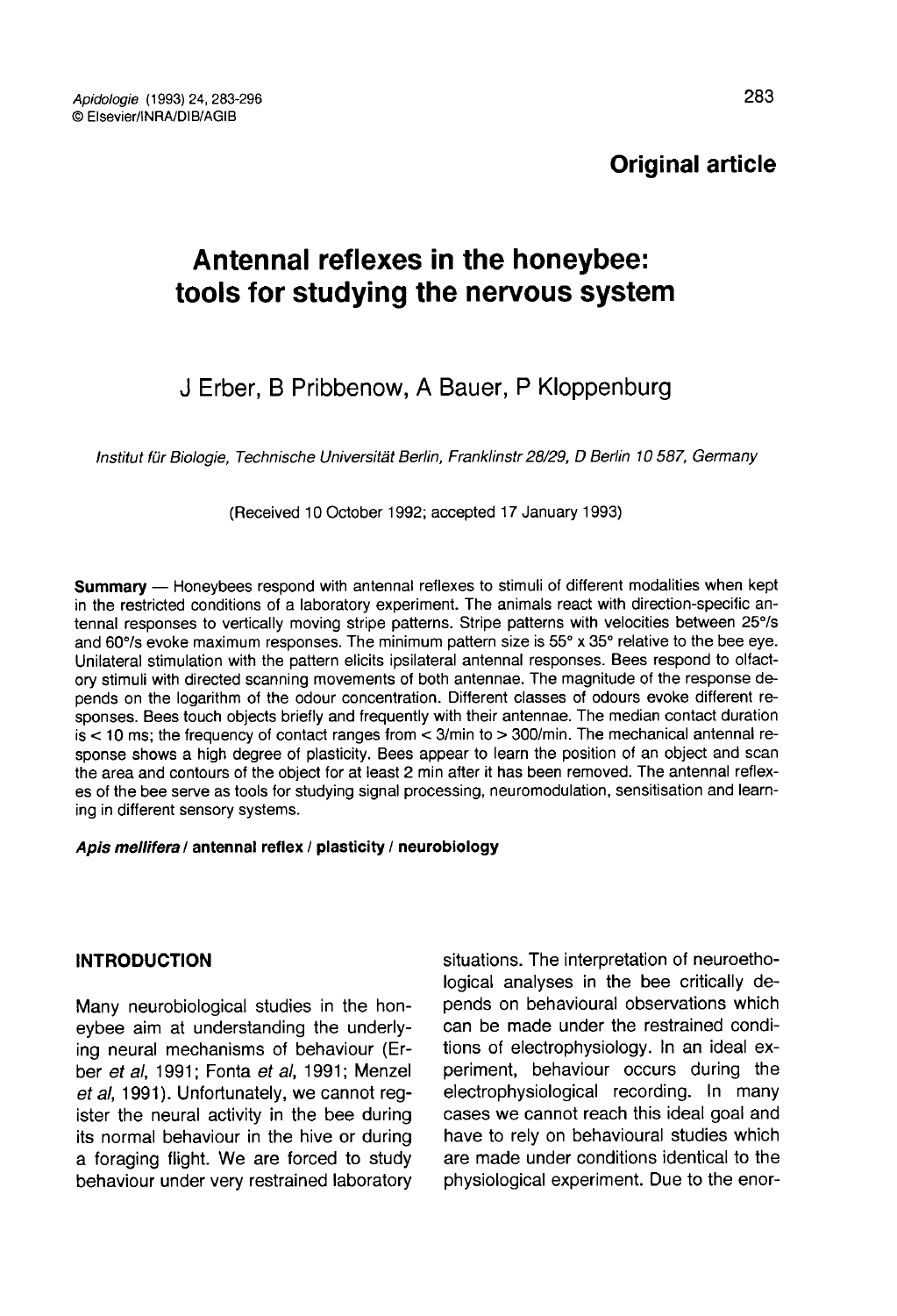Original article

# Antennal reflexes in the honeybee: tools for studying the nervous system

J Erber, B Pribbenow, A Bauer, P Kloppenburg

*Institut für Biologie, Technische Universität Berlin, Franklinstr 28/29, D Berlin 10 587, Germany*

(Received 10 October 1992; accepted 17 January 1993)

**Summary** — Honeybees respond with antennal reflexes to stimuli of different modalities when kept in the restricted conditions of a laboratory experiment. The animals react with direction-specific antennal responses to vertically moving stripe patterns. Stripe patterns with velocities between 25°/s and 60°/s evoke maximum responses. The minimum pattern size is 55° x 35° relative to the bee eye. Unilateral stimulation with the pattern elicits ipsilateral antennal responses. Bees respond to olfactory stimuli with directed scanning movements of both antennae. The magnitude of the response depends on the logarithm of the odour concentration. Different classes of odours evoke different responses. Bees touch objects briefly and frequently with their antennae. The median contact duration is < 10 ms; the frequency of contact ranges from < 3/min to > 300/min. The mechanical antennal response shows a high degree of plasticity. Bees appear to learn the position of an object and scan the area and contours of the object for at least 2 min after it has been removed. The antennal reflexes of the bee serve as tools for studying signal processing, neuromodulation, sensitisation and learning in different sensory systems.

***Apis mellifera* / antennal reflex / plasticity / neurobiology**

## INTRODUCTION

Many neurobiological studies in the honeybee aim at understanding the underlying neural mechanisms of behaviour (Erber *et al*, 1991; Fonta *et al*, 1991; Menzel *et al*, 1991). Unfortunately, we cannot register the neural activity in the bee during its normal behaviour in the hive or during a foraging flight. We are forced to study behaviour under very restrained laboratory situations. The interpretation of neuroethological analyses in the bee critically depends on behavioural observations which can be made under the restrained conditions of electrophysiology. In an ideal experiment, behaviour occurs during the electrophysiological recording. In many cases we cannot reach this ideal goal and have to rely on behavioural studies which are made under conditions identical to the physiological experiment. Due to the enor-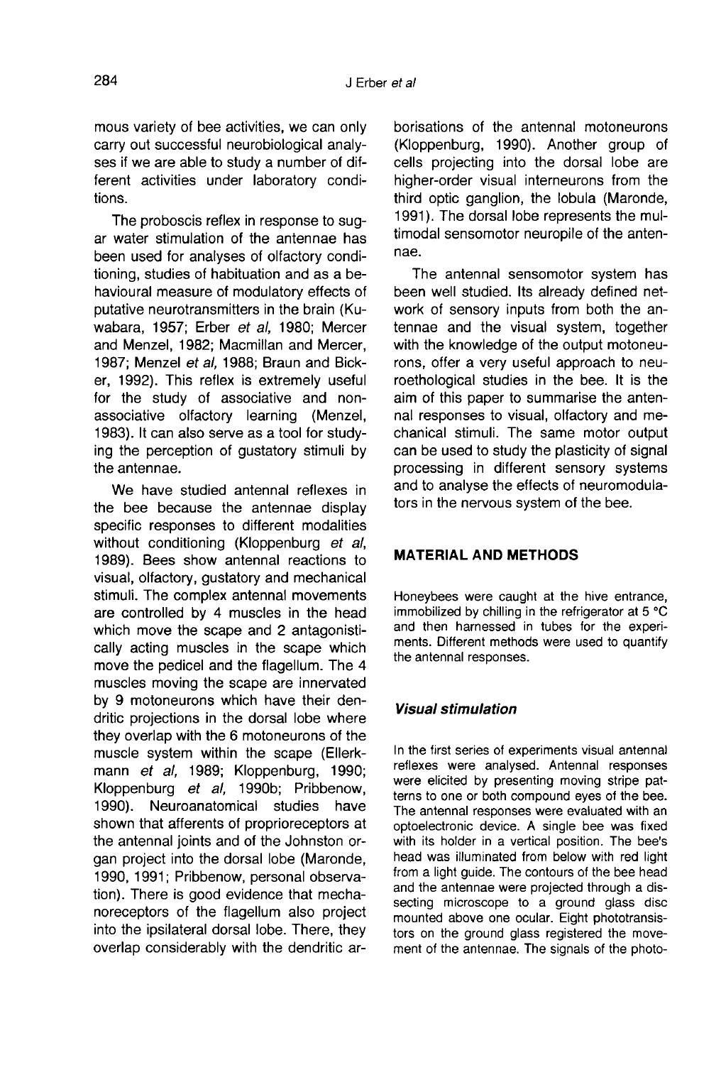mous variety of bee activities, we can only carry out successful neurobiological analyses if we are able to study a number of different activities under laboratory conditions.

The proboscis reflex in response to sugar water stimulation of the antennae has been used for analyses of olfactory conditioning, studies of habituation and as a behavioural measure of modulatory effects of putative neurotransmitters in the brain (Kuwabara, 1957; Erber *et al*, 1980; Mercer and Menzel, 1982; Macmillan and Mercer, 1987; Menzel *et al*, 1988; Braun and Bicker, 1992). This reflex is extremely useful for the study of associative and non-associative olfactory learning (Menzel, 1983). It can also serve as a tool for studying the perception of gustatory stimuli by the antennae.

We have studied antennal reflexes in the bee because the antennae display specific responses to different modalities without conditioning (Kloppenburg *et al*, 1989). Bees show antennal reactions to visual, olfactory, gustatory and mechanical stimuli. The complex antennal movements are controlled by 4 muscles in the head which move the scape and 2 antagonistically acting muscles in the scape which move the pedicel and the flagellum. The 4 muscles moving the scape are innervated by 9 motoneurons which have their dendritic projections in the dorsal lobe where they overlap with the 6 motoneurons of the muscle system within the scape (Ellerkmann *et al*, 1989; Kloppenburg, 1990; Kloppenburg *et al*, 1990b; Pribbenow, 1990). Neuroanatomical studies have shown that afferents of proprioreceptors at the antennal joints and of the Johnston organ project into the dorsal lobe (Maronde, 1990, 1991; Pribbenow, personal observation). There is good evidence that mechanoreceptors of the flagellum also project into the ipsilateral dorsal lobe. There, they overlap considerably with the dendritic arborisations of the antennal motoneurons (Kloppenburg, 1990). Another group of cells projecting into the dorsal lobe are higher-order visual interneurons from the third optic ganglion, the lobula (Maronde, 1991). The dorsal lobe represents the multimodal sensomotor neuropile of the antennae.

The antennal sensomotor system has been well studied. Its already defined network of sensory inputs from both the antennae and the visual system, together with the knowledge of the output motoneurons, offer a very useful approach to neuroethological studies in the bee. It is the aim of this paper to summarise the antennal responses to visual, olfactory and mechanical stimuli. The same motor output can be used to study the plasticity of signal processing in different sensory systems and to analyse the effects of neuromodulators in the nervous system of the bee.

## MATERIAL AND METHODS

Honeybees were caught at the hive entrance, immobilized by chilling in the refrigerator at 5 °C and then harnessed in tubes for the experiments. Different methods were used to quantify the antennal responses.

### *Visual stimulation*

In the first series of experiments visual antennal reflexes were analysed. Antennal responses were elicited by presenting moving stripe patterns to one or both compound eyes of the bee. The antennal responses were evaluated with an optoelectronic device. A single bee was fixed with its holder in a vertical position. The bee's head was illuminated from below with red light from a light guide. The contours of the bee head and the antennae were projected through a dissecting microscope to a ground glass disc mounted above one ocular. Eight phototransistors on the ground glass registered the movement of the antennae. The signals of the photo-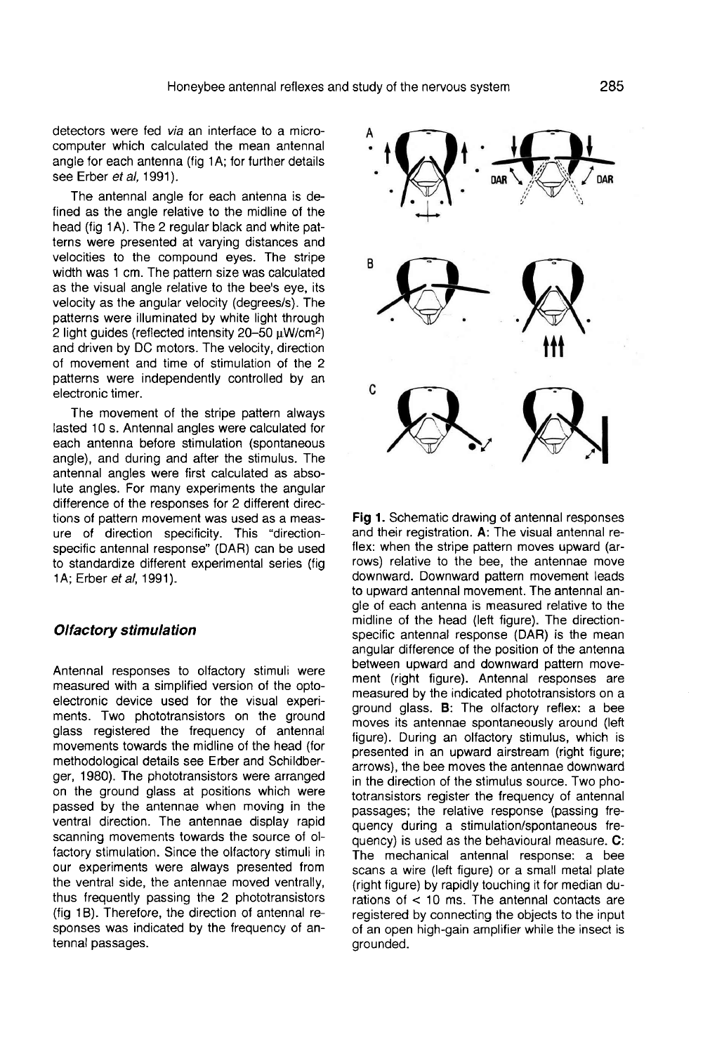detectors were fed *via* an interface to a microcomputer which calculated the mean antennal angle for each antenna (fig 1A; for further details see Erber *et al*, 1991).

The antennal angle for each antenna is defined as the angle relative to the midline of the head (fig 1A). The 2 regular black and white patterns were presented at varying distances and velocities to the compound eyes. The stripe width was 1 cm. The pattern size was calculated as the visual angle relative to the bee's eye, its velocity as the angular velocity (degrees/s). The patterns were illuminated by white light through 2 light guides (reflected intensity 20–50 $\mu W/cm^2$) and driven by DC motors. The velocity, direction of movement and time of stimulation of the 2 patterns were independently controlled by an electronic timer.

The movement of the stripe pattern always lasted 10 s. Antennal angles were calculated for each antenna before stimulation (spontaneous angle), and during and after the stimulus. The antennal angles were first calculated as absolute angles. For many experiments the angular difference of the responses for 2 different directions of pattern movement was used as a measure of direction specificity. This "direction-specific antennal response" (DAR) can be used to standardize different experimental series (fig 1A; Erber *et al*, 1991).

### *Olfactory stimulation*

Antennal responses to olfactory stimuli were measured with a simplified version of the opto-electronic device used for the visual experiments. Two phototransistors on the ground glass registered the frequency of antennal movements towards the midline of the head (for methodological details see Erber and Schildberger, 1980). The phototransistors were arranged on the ground glass at positions which were passed by the antennae when moving in the ventral direction. The antennae display rapid scanning movements towards the source of olfactory stimulation. Since the olfactory stimuli in our experiments were always presented from the ventral side, the antennae moved ventrally, thus frequently passing the 2 phototransistors (fig 1B). Therefore, the direction of antennal responses was indicated by the frequency of antennal passages.

**Fig 1.** Schematic drawing of antennal responses and their registration. **A**: The visual antennal reflex: when the stripe pattern moves upward (arrows) relative to the bee, the antennae move downward. Downward pattern movement leads to upward antennal movement. The antennal angle of each antenna is measured relative to the midline of the head (left figure). The direction-specific antennal response (DAR) is the mean angular difference of the position of the antenna between upward and downward pattern movement (right figure). Antennal responses are measured by the indicated phototransistors on a ground glass. **B**: The olfactory reflex: a bee moves its antennae spontaneously around (left figure). During an olfactory stimulus, which is presented in an upward airstream (right figure; arrows), the bee moves the antennae downward in the direction of the stimulus source. Two phototransistors register the frequency of antennal passages; the relative response (passing frequency during a stimulation/spontaneous frequency) is used as the behavioural measure. **C**: The mechanical antennal response: a bee scans a wire (left figure) or a small metal plate (right figure) by rapidly touching it for median durations of < 10 ms. The antennal contacts are registered by connecting the objects to the input of an open high-gain amplifier while the insect is grounded.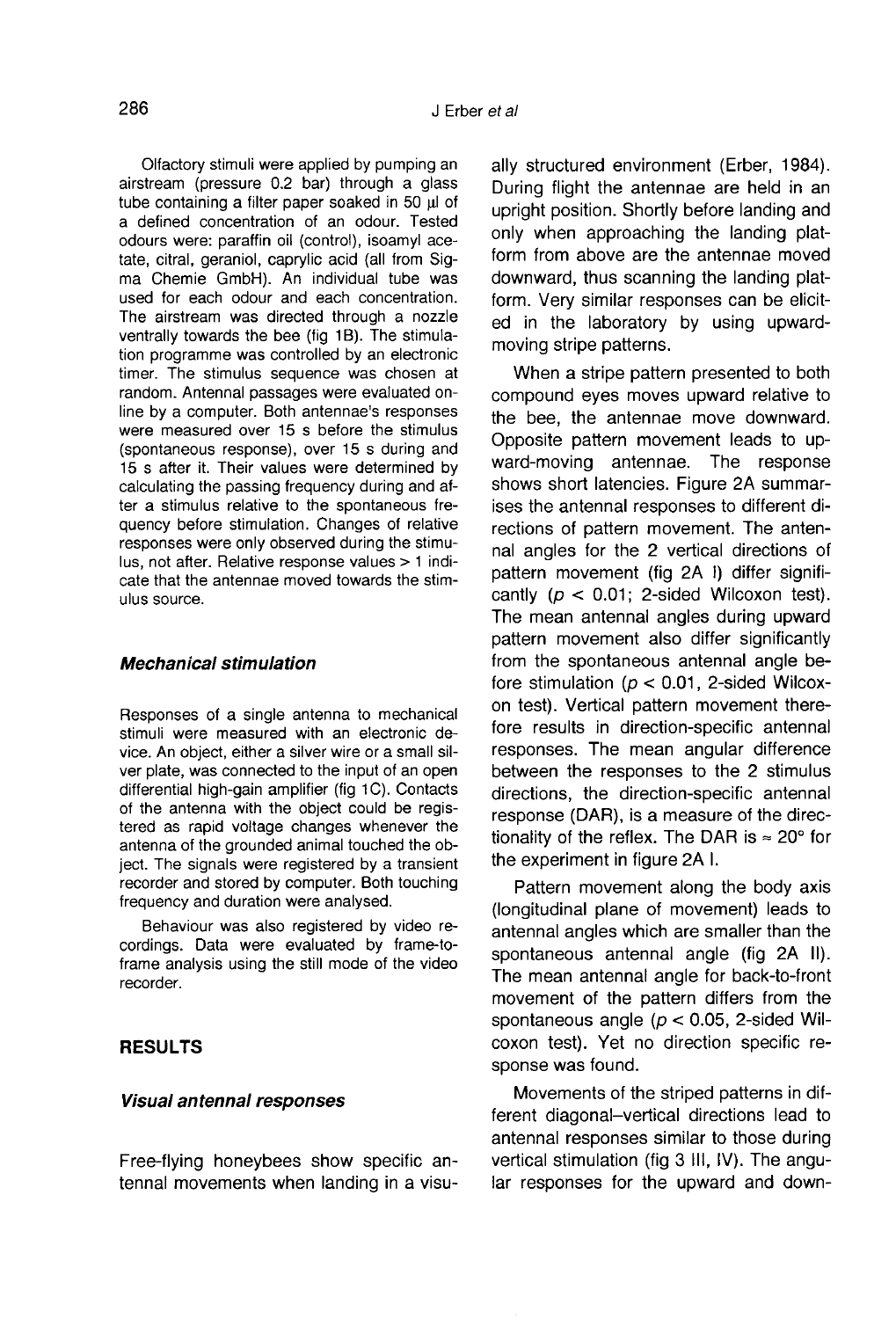Olfactory stimuli were applied by pumping an airstream (pressure 0.2 bar) through a glass tube containing a filter paper soaked in 50 μl of a defined concentration of an odour. Tested odours were: paraffin oil (control), isoamyl acetate, citral, geraniol, caprylic acid (all from Sigma Chemie GmbH). An individual tube was used for each odour and each concentration. The airstream was directed through a nozzle ventrally towards the bee (fig 1B). The stimulation programme was controlled by an electronic timer. The stimulus sequence was chosen at random. Antennal passages were evaluated online by a computer. Both antennae's responses were measured over 15 s before the stimulus (spontaneous response), over 15 s during and 15 s after it. Their values were determined by calculating the passing frequency during and after a stimulus relative to the spontaneous frequency before stimulation. Changes of relative responses were only observed during the stimulus, not after. Relative response values > 1 indicate that the antennae moved towards the stimulus source.

### *Mechanical stimulation*

Responses of a single antenna to mechanical stimuli were measured with an electronic device. An object, either a silver wire or a small silver plate, was connected to the input of an open differential high-gain amplifier (fig 1C). Contacts of the antenna with the object could be registered as rapid voltage changes whenever the antenna of the grounded animal touched the object. The signals were registered by a transient recorder and stored by computer. Both touching frequency and duration were analysed.

Behaviour was also registered by video recordings. Data were evaluated by frame-to-frame analysis using the still mode of the video recorder.

## RESULTS

### *Visual antennal responses*

Free-flying honeybees show specific antennal movements when landing in a visually structured environment (Erber, 1984). During flight the antennae are held in an upright position. Shortly before landing and only when approaching the landing platform from above are the antennae moved downward, thus scanning the landing platform. Very similar responses can be elicited in the laboratory by using upward-moving stripe patterns.

When a stripe pattern presented to both compound eyes moves upward relative to the bee, the antennae move downward. Opposite pattern movement leads to upward-moving antennae. The response shows short latencies. Figure 2A summarises the antennal responses to different directions of pattern movement. The antennal angles for the 2 vertical directions of pattern movement (fig 2A I) differ significantly ($p < 0.01$; 2-sided Wilcoxon test). The mean antennal angles during upward pattern movement also differ significantly from the spontaneous antennal angle before stimulation ($p < 0.01$, 2-sided Wilcoxon test). Vertical pattern movement therefore results in direction-specific antennal responses. The mean angular difference between the responses to the 2 stimulus directions, the direction-specific antennal response (DAR), is a measure of the directionality of the reflex. The DAR is ≈ 20° for the experiment in figure 2A I.

Pattern movement along the body axis (longitudinal plane of movement) leads to antennal angles which are smaller than the spontaneous antennal angle (fig 2A II). The mean antennal angle for back-to-front movement of the pattern differs from the spontaneous angle ($p < 0.05$, 2-sided Wilcoxon test). Yet no direction specific response was found.

Movements of the striped patterns in different diagonal–vertical directions lead to antennal responses similar to those during vertical stimulation (fig 3 III, IV). The angular responses for the upward and down-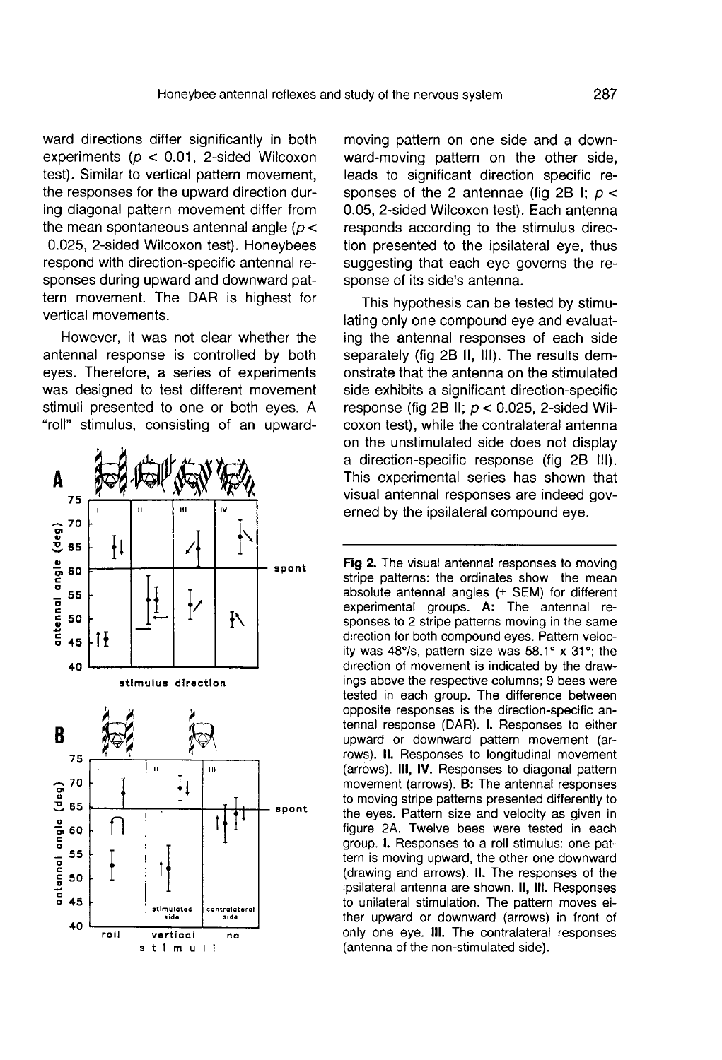ward directions differ significantly in both experiments ($p < 0.01$, 2-sided Wilcoxon test). Similar to vertical pattern movement, the responses for the upward direction during diagonal pattern movement differ from the mean spontaneous antennal angle ($p < 0.025$, 2-sided Wilcoxon test). Honeybees respond with direction-specific antennal responses during upward and downward pattern movement. The DAR is highest for vertical movements.

However, it was not clear whether the antennal response is controlled by both eyes. Therefore, a series of experiments was designed to test different movement stimuli presented to one or both eyes. A "roll" stimulus, consisting of an upward-moving pattern on one side and a downward-moving pattern on the other side, leads to significant direction specific responses of the 2 antennae (fig 2B I; $p < 0.05$, 2-sided Wilcoxon test). Each antenna responds according to the stimulus direction presented to the ipsilateral eye, thus suggesting that each eye governs the response of its side's antenna.

This hypothesis can be tested by stimulating only one compound eye and evaluating the antennal responses of each side separately (fig 2B II, III). The results demonstrate that the antenna on the stimulated side exhibits a significant direction-specific response (fig 2B II; $p < 0.025$, 2-sided Wilcoxon test), while the contralateral antenna on the unstimulated side does not display a direction-specific response (fig 2B III). This experimental series has shown that visual antennal responses are indeed governed by the ipsilateral compound eye.

**Fig 2.** The visual antennal responses to moving stripe patterns: the ordinates show the mean absolute antennal angles (± SEM) for different experimental groups. **A:** The antennal responses to 2 stripe patterns moving in the same direction for both compound eyes. Pattern velocity was 48°/s, pattern size was 58.1° x 31°; the direction of movement is indicated by the drawings above the respective columns; 9 bees were tested in each group. The difference between opposite responses is the direction-specific antennal response (DAR). **I.** Responses to either upward or downward pattern movement (arrows). **II.** Responses to longitudinal movement (arrows). **III, IV.** Responses to diagonal pattern movement (arrows). **B:** The antennal responses to moving stripe patterns presented differently to the eyes. Pattern size and velocity as given in figure 2A. Twelve bees were tested in each group. **I.** Responses to a roll stimulus: one pattern is moving upward, the other one downward (drawing and arrows). **II.** The responses of the ipsilateral antenna are shown. **II, III.** Responses to unilateral stimulation. The pattern moves either upward or downward (arrows) in front of only one eye. **III.** The contralateral responses (antenna of the non-stimulated side).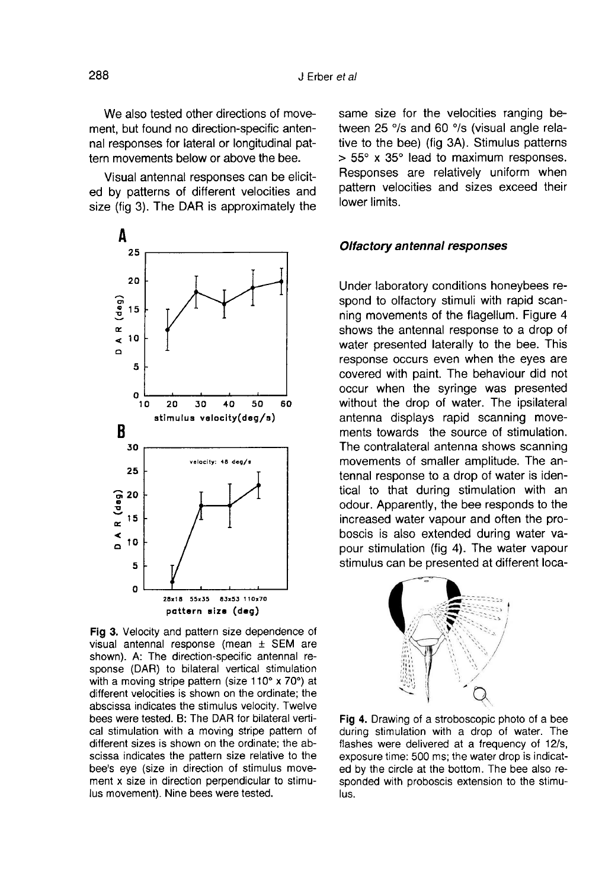We also tested other directions of movement, but found no direction-specific antennal responses for lateral or longitudinal pattern movements below or above the bee.

Visual antennal responses can be elicited by patterns of different velocities and size (fig 3). The DAR is approximately the same size for the velocities ranging between 25 °/s and 60 °/s (visual angle relative to the bee) (fig 3A). Stimulus patterns > 55° x 35° lead to maximum responses. Responses are relatively uniform when pattern velocities and sizes exceed their lower limits.

**Fig 3.** Velocity and pattern size dependence of visual antennal response (mean ± SEM are shown). A: The direction-specific antennal response (DAR) to bilateral vertical stimulation with a moving stripe pattern (size 110° x 70°) at different velocities is shown on the ordinate; the abscissa indicates the stimulus velocity. Twelve bees were tested. B: The DAR for bilateral vertical stimulation with a moving stripe pattern of different sizes is shown on the ordinate; the abscissa indicates the pattern size relative to the bee's eye (size in direction of stimulus movement x size in direction perpendicular to stimulus movement). Nine bees were tested.

### *Olfactory antennal responses*

Under laboratory conditions honeybees respond to olfactory stimuli with rapid scanning movements of the flagellum. Figure 4 shows the antennal response to a drop of water presented laterally to the bee. This response occurs even when the eyes are covered with paint. The behaviour did not occur when the syringe was presented without the drop of water. The ipsilateral antenna displays rapid scanning movements towards the source of stimulation. The contralateral antenna shows scanning movements of smaller amplitude. The antennal response to a drop of water is identical to that during stimulation with an odour. Apparently, the bee responds to the increased water vapour and often the proboscis is also extended during water vapour stimulation (fig 4). The water vapour stimulus can be presented at different loca-

**Fig 4.** Drawing of a stroboscopic photo of a bee during stimulation with a drop of water. The flashes were delivered at a frequency of 12/s, exposure time: 500 ms; the water drop is indicated by the circle at the bottom. The bee also responded with proboscis extension to the stimulus.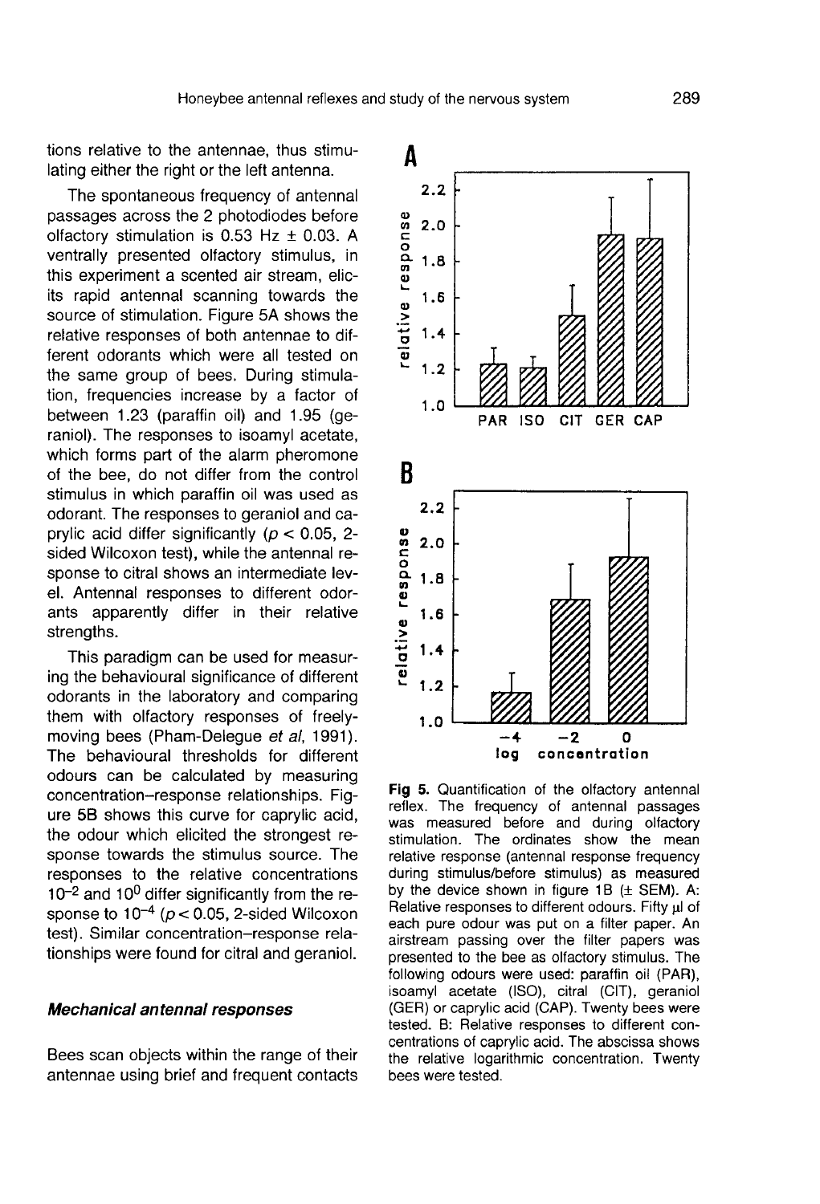tions relative to the antennae, thus stimulating either the right or the left antenna.

The spontaneous frequency of antennal passages across the 2 photodiodes before olfactory stimulation is 0.53 Hz ± 0.03. A ventrally presented olfactory stimulus, in this experiment a scented air stream, elicits rapid antennal scanning towards the source of stimulation. Figure 5A shows the relative responses of both antennae to different odorants which were all tested on the same group of bees. During stimulation, frequencies increase by a factor of between 1.23 (paraffin oil) and 1.95 (geraniol). The responses to isoamyl acetate, which forms part of the alarm pheromone of the bee, do not differ from the control stimulus in which paraffin oil was used as odorant. The responses to geraniol and caprylic acid differ significantly ($p < 0.05$, 2-sided Wilcoxon test), while the antennal response to citral shows an intermediate level. Antennal responses to different odorants apparently differ in their relative strengths.

This paradigm can be used for measuring the behavioural significance of different odorants in the laboratory and comparing them with olfactory responses of freely-moving bees (Pham-Delegue *et al*, 1991). The behavioural thresholds for different odours can be calculated by measuring concentration–response relationships. Figure 5B shows this curve for caprylic acid, the odour which elicited the strongest response towards the stimulus source. The responses to the relative concentrations $10^{-2}$ and $10^{0}$ differ significantly from the response to $10^{-4}$ ($p < 0.05$, 2-sided Wilcoxon test). Similar concentration–response relationships were found for citral and geraniol.

### *Mechanical antennal responses*

Bees scan objects within the range of their antennae using brief and frequent contacts

**Fig 5.** Quantification of the olfactory antennal reflex. The frequency of antennal passages was measured before and during olfactory stimulation. The ordinates show the mean relative response (antennal response frequency during stimulus/before stimulus) as measured by the device shown in figure 1B (± SEM). A: Relative responses to different odours. Fifty μl of each pure odour was put on a filter paper. An airstream passing over the filter papers was presented to the bee as olfactory stimulus. The following odours were used: paraffin oil (PAR), isoamyl acetate (ISO), citral (CIT), geraniol (GER) or caprylic acid (CAP). Twenty bees were tested. B: Relative responses to different concentrations of caprylic acid. The abscissa shows the relative logarithmic concentration. Twenty bees were tested.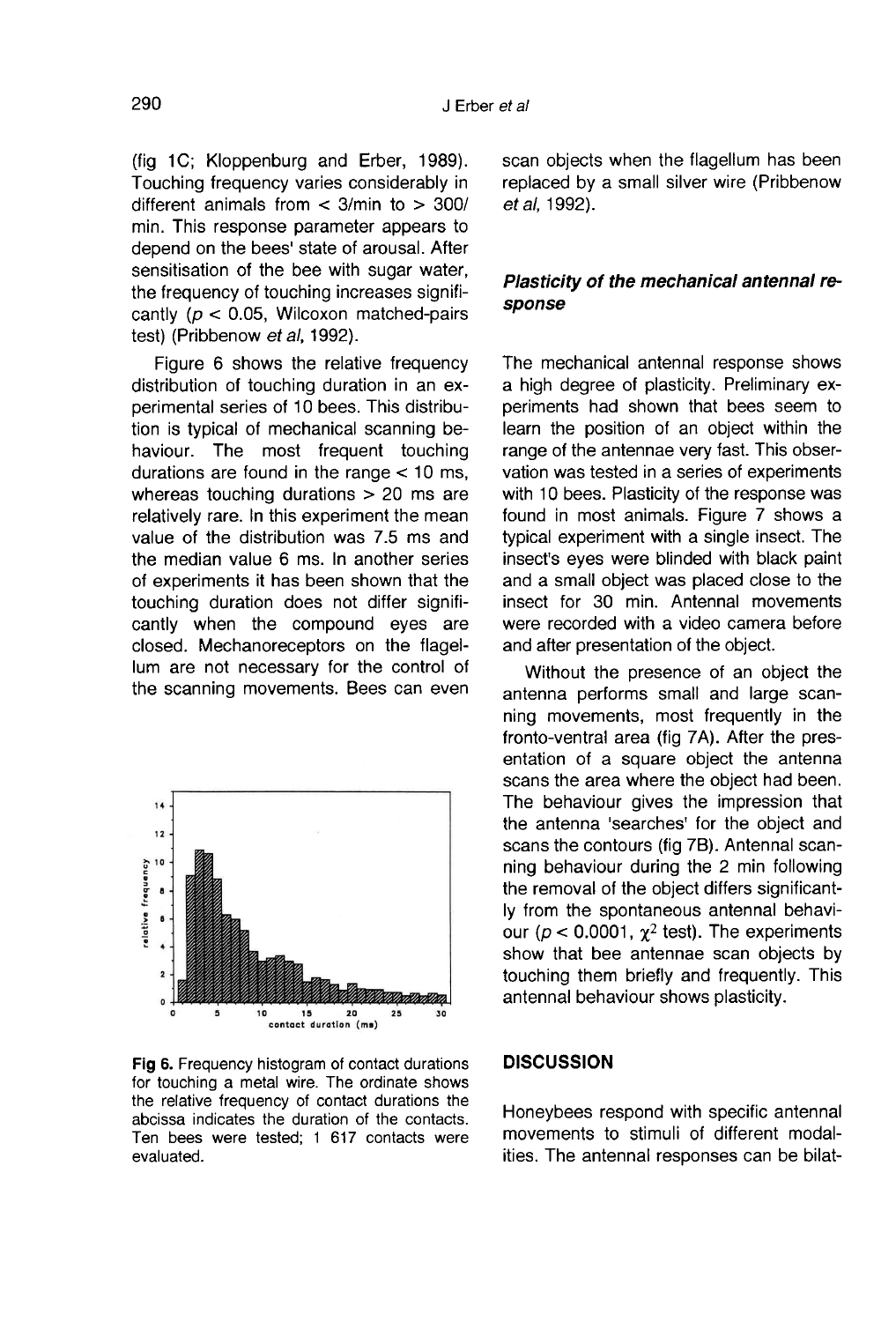(fig 1C; Kloppenburg and Erber, 1989). Touching frequency varies considerably in different animals from < 3/min to > 300/min. This response parameter appears to depend on the bees' state of arousal. After sensitisation of the bee with sugar water, the frequency of touching increases significantly ($p < 0.05$, Wilcoxon matched-pairs test) (Pribbenow *et al*, 1992).

Figure 6 shows the relative frequency distribution of touching duration in an experimental series of 10 bees. This distribution is typical of mechanical scanning behaviour. The most frequent touching durations are found in the range < 10 ms, whereas touching durations > 20 ms are relatively rare. In this experiment the mean value of the distribution was 7.5 ms and the median value 6 ms. In another series of experiments it has been shown that the touching duration does not differ significantly when the compound eyes are closed. Mechanoreceptors on the flagellum are not necessary for the control of the scanning movements. Bees can even scan objects when the flagellum has been replaced by a small silver wire (Pribbenow *et al*, 1992).

**Fig 6.** Frequency histogram of contact durations for touching a metal wire. The ordinate shows the relative frequency of contact durations the abcissa indicates the duration of the contacts. Ten bees were tested; 1 617 contacts were evaluated.

### *Plasticity of the mechanical antennal response*

The mechanical antennal response shows a high degree of plasticity. Preliminary experiments had shown that bees seem to learn the position of an object within the range of the antennae very fast. This observation was tested in a series of experiments with 10 bees. Plasticity of the response was found in most animals. Figure 7 shows a typical experiment with a single insect. The insect's eyes were blinded with black paint and a small object was placed close to the insect for 30 min. Antennal movements were recorded with a video camera before and after presentation of the object.

Without the presence of an object the antenna performs small and large scanning movements, most frequently in the fronto-ventral area (fig 7A). After the presentation of a square object the antenna scans the area where the object had been. The behaviour gives the impression that the antenna 'searches' for the object and scans the contours (fig 7B). Antennal scanning behaviour during the 2 min following the removal of the object differs significantly from the spontaneous antennal behaviour ($p < 0.0001$, $\chi^2$ test). The experiments show that bee antennae scan objects by touching them briefly and frequently. This antennal behaviour shows plasticity.

## DISCUSSION

Honeybees respond with specific antennal movements to stimuli of different modalities. The antennal responses can be bilat-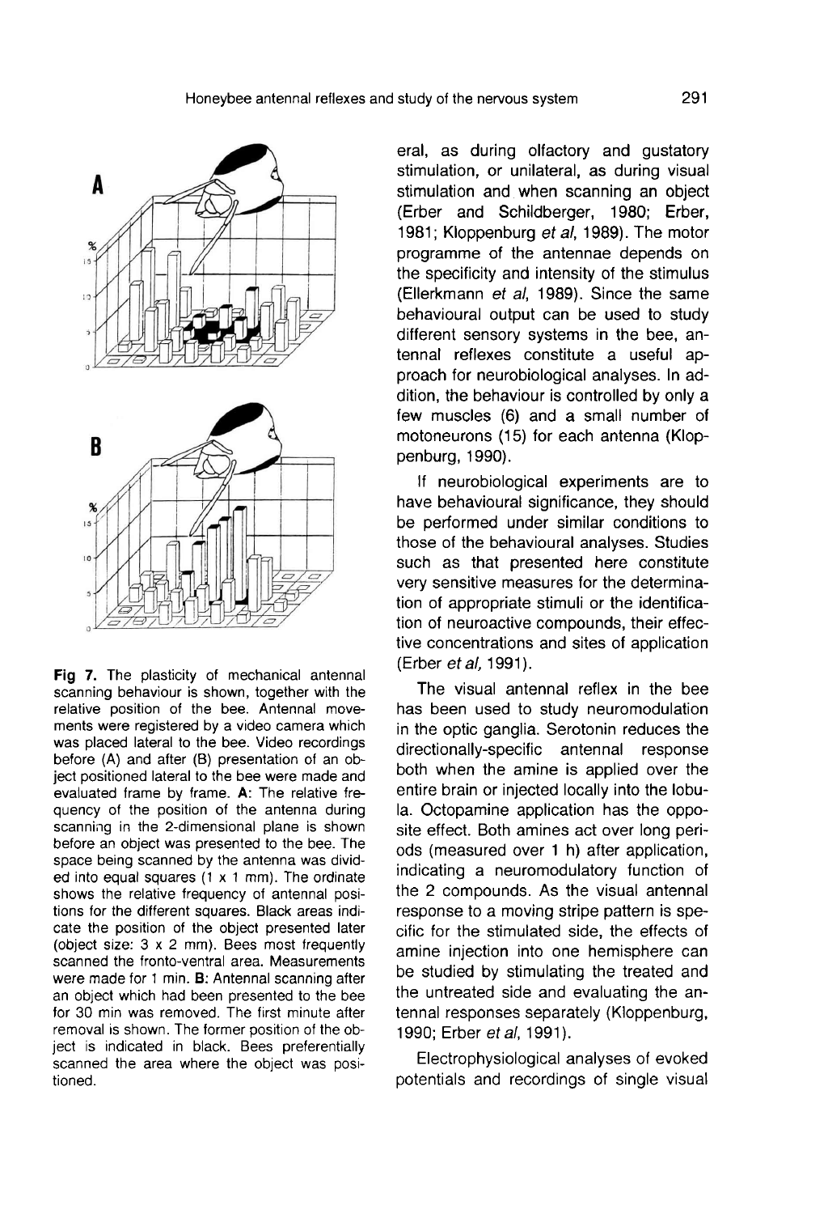**Fig 7.** The plasticity of mechanical antennal scanning behaviour is shown, together with the relative position of the bee. Antennal movements were registered by a video camera which was placed lateral to the bee. Video recordings before (A) and after (B) presentation of an object positioned lateral to the bee were made and evaluated frame by frame. **A**: The relative frequency of the position of the antenna during scanning in the 2-dimensional plane is shown before an object was presented to the bee. The space being scanned by the antenna was divided into equal squares (1 x 1 mm). The ordinate shows the relative frequency of antennal positions for the different squares. Black areas indicate the position of the object presented later (object size: 3 x 2 mm). Bees most frequently scanned the fronto-ventral area. Measurements were made for 1 min. **B**: Antennal scanning after an object which had been presented to the bee for 30 min was removed. The first minute after removal is shown. The former position of the object is indicated in black. Bees preferentially scanned the area where the object was positioned.

eral, as during olfactory and gustatory stimulation, or unilateral, as during visual stimulation and when scanning an object (Erber and Schildberger, 1980; Erber, 1981; Kloppenburg *et al*, 1989). The motor programme of the antennae depends on the specificity and intensity of the stimulus (Ellerkmann *et al*, 1989). Since the same behavioural output can be used to study different sensory systems in the bee, antennal reflexes constitute a useful approach for neurobiological analyses. In addition, the behaviour is controlled by only a few muscles (6) and a small number of motoneurons (15) for each antenna (Kloppenburg, 1990).

If neurobiological experiments are to have behavioural significance, they should be performed under similar conditions to those of the behavioural analyses. Studies such as that presented here constitute very sensitive measures for the determination of appropriate stimuli or the identification of neuroactive compounds, their effective concentrations and sites of application (Erber *et al*, 1991).

The visual antennal reflex in the bee has been used to study neuromodulation in the optic ganglia. Serotonin reduces the directionally-specific antennal response both when the amine is applied over the entire brain or injected locally into the lobula. Octopamine application has the opposite effect. Both amines act over long periods (measured over 1 h) after application, indicating a neuromodulatory function of the 2 compounds. As the visual antennal response to a moving stripe pattern is specific for the stimulated side, the effects of amine injection into one hemisphere can be studied by stimulating the treated and the untreated side and evaluating the antennal responses separately (Kloppenburg, 1990; Erber *et al*, 1991).

Electrophysiological analyses of evoked potentials and recordings of single visual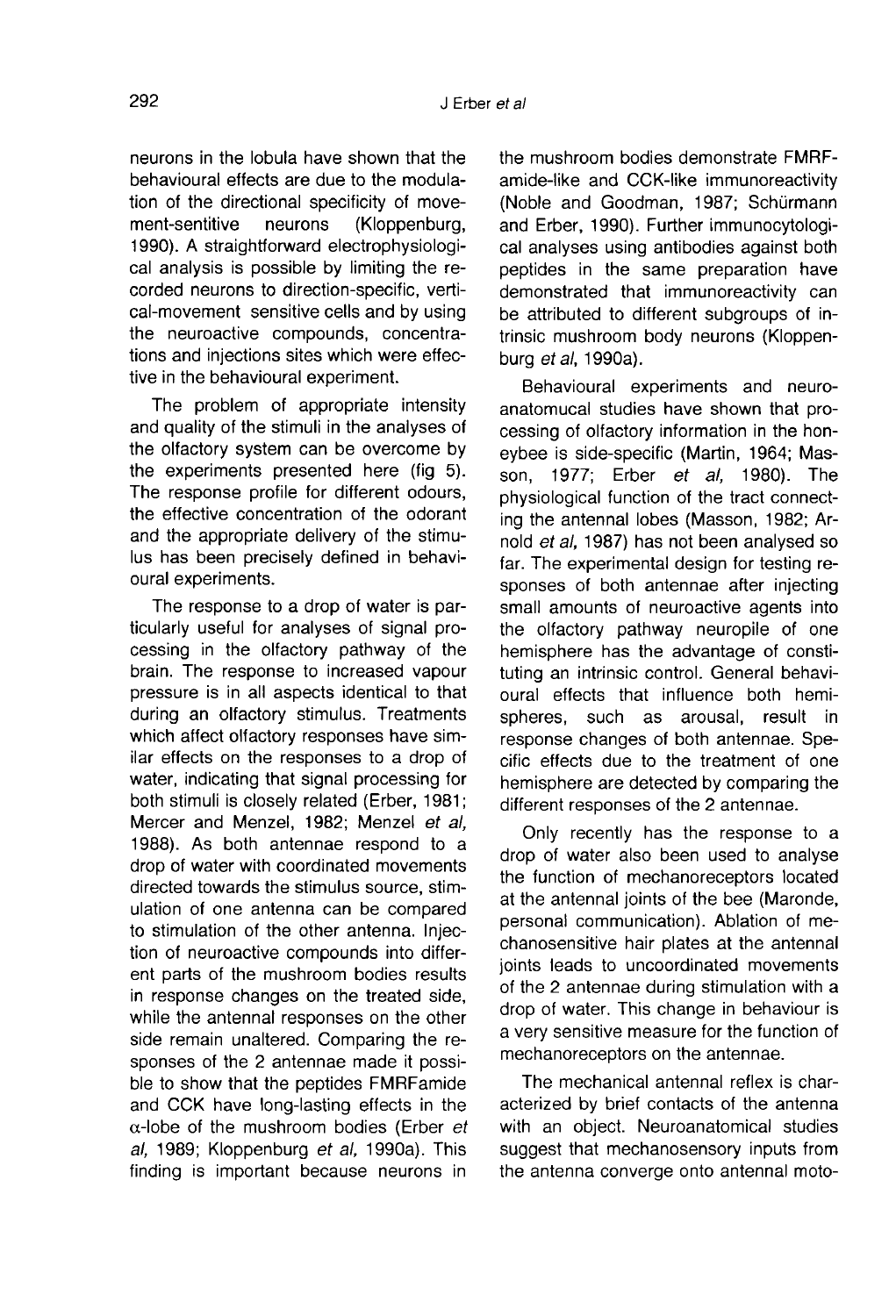neurons in the lobula have shown that the behavioural effects are due to the modulation of the directional specificity of movement-sentitive neurons (Kloppenburg, 1990). A straightforward electrophysiological analysis is possible by limiting the recorded neurons to direction-specific, vertical-movement sensitive cells and by using the neuroactive compounds, concentrations and injections sites which were effective in the behavioural experiment.

The problem of appropriate intensity and quality of the stimuli in the analyses of the olfactory system can be overcome by the experiments presented here (fig 5). The response profile for different odours, the effective concentration of the odorant and the appropriate delivery of the stimulus has been precisely defined in behavioural experiments.

The response to a drop of water is particularly useful for analyses of signal processing in the olfactory pathway of the brain. The response to increased vapour pressure is in all aspects identical to that during an olfactory stimulus. Treatments which affect olfactory responses have similar effects on the responses to a drop of water, indicating that signal processing for both stimuli is closely related (Erber, 1981; Mercer and Menzel, 1982; Menzel *et al*, 1988). As both antennae respond to a drop of water with coordinated movements directed towards the stimulus source, stimulation of one antenna can be compared to stimulation of the other antenna. Injection of neuroactive compounds into different parts of the mushroom bodies results in response changes on the treated side, while the antennal responses on the other side remain unaltered. Comparing the responses of the 2 antennae made it possible to show that the peptides FMRFamide and CCK have long-lasting effects in the $\alpha$-lobe of the mushroom bodies (Erber *et al*, 1989; Kloppenburg *et al*, 1990a). This finding is important because neurons in the mushroom bodies demonstrate FMRFamide-like and CCK-like immunoreactivity (Noble and Goodman, 1987; Schürmann and Erber, 1990). Further immunocytological analyses using antibodies against both peptides in the same preparation have demonstrated that immunoreactivity can be attributed to different subgroups of intrinsic mushroom body neurons (Kloppenburg *et al*, 1990a).

Behavioural experiments and neuroanatomucal studies have shown that processing of olfactory information in the honeybee is side-specific (Martin, 1964; Masson, 1977; Erber *et al*, 1980). The physiological function of the tract connecting the antennal lobes (Masson, 1982; Arnold *et al*, 1987) has not been analysed so far. The experimental design for testing responses of both antennae after injecting small amounts of neuroactive agents into the olfactory pathway neuropile of one hemisphere has the advantage of constituting an intrinsic control. General behavioural effects that influence both hemispheres, such as arousal, result in response changes of both antennae. Specific effects due to the treatment of one hemisphere are detected by comparing the different responses of the 2 antennae.

Only recently has the response to a drop of water also been used to analyse the function of mechanoreceptors located at the antennal joints of the bee (Maronde, personal communication). Ablation of mechanosensitive hair plates at the antennal joints leads to uncoordinated movements of the 2 antennae during stimulation with a drop of water. This change in behaviour is a very sensitive measure for the function of mechanoreceptors on the antennae.

The mechanical antennal reflex is characterized by brief contacts of the antenna with an object. Neuroanatomical studies suggest that mechanosensory inputs from the antenna converge onto antennal moto-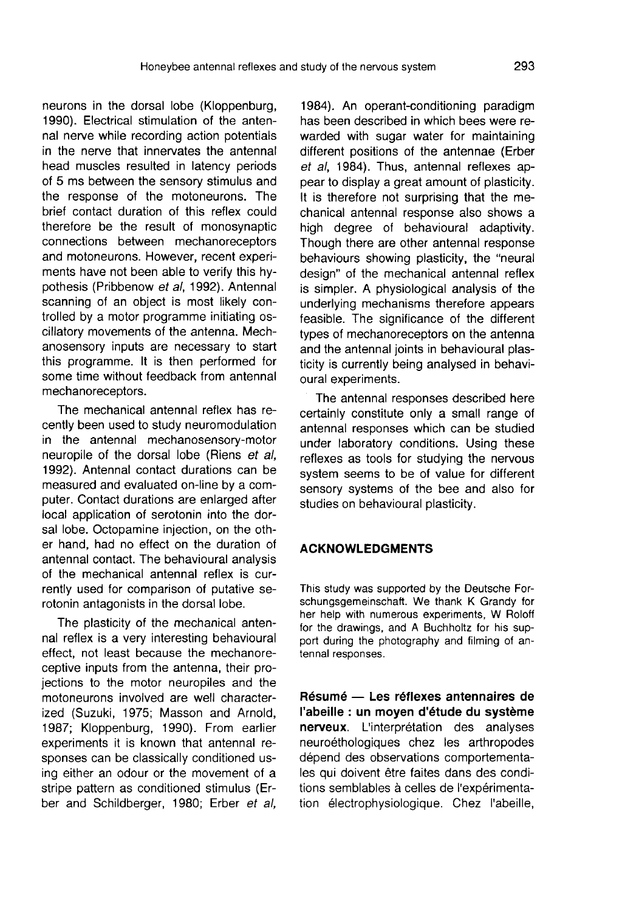neurons in the dorsal lobe (Kloppenburg, 1990). Electrical stimulation of the antennal nerve while recording action potentials in the nerve that innervates the antennal head muscles resulted in latency periods of 5 ms between the sensory stimulus and the response of the motoneurons. The brief contact duration of this reflex could therefore be the result of monosynaptic connections between mechanoreceptors and motoneurons. However, recent experiments have not been able to verify this hypothesis (Pribbenow *et al*, 1992). Antennal scanning of an object is most likely controlled by a motor programme initiating oscillatory movements of the antenna. Mechanosensory inputs are necessary to start this programme. It is then performed for some time without feedback from antennal mechanoreceptors.

The mechanical antennal reflex has recently been used to study neuromodulation in the antennal mechanosensory-motor neuropile of the dorsal lobe (Riens *et al*, 1992). Antennal contact durations can be measured and evaluated on-line by a computer. Contact durations are enlarged after local application of serotonin into the dorsal lobe. Octopamine injection, on the other hand, had no effect on the duration of antennal contact. The behavioural analysis of the mechanical antennal reflex is currently used for comparison of putative serotonin antagonists in the dorsal lobe.

The plasticity of the mechanical antennal reflex is a very interesting behavioural effect, not least because the mechanoreceptive inputs from the antenna, their projections to the motor neuropiles and the motoneurons involved are well characterized (Suzuki, 1975; Masson and Arnold, 1987; Kloppenburg, 1990). From earlier experiments it is known that antennal responses can be classically conditioned using either an odour or the movement of a stripe pattern as conditioned stimulus (Erber and Schildberger, 1980; Erber *et al*, 1984). An operant-conditioning paradigm has been described in which bees were rewarded with sugar water for maintaining different positions of the antennae (Erber *et al*, 1984). Thus, antennal reflexes appear to display a great amount of plasticity. It is therefore not surprising that the mechanical antennal response also shows a high degree of behavioural adaptivity. Though there are other antennal response behaviours showing plasticity, the "neural design" of the mechanical antennal reflex is simpler. A physiological analysis of the underlying mechanisms therefore appears feasible. The significance of the different types of mechanoreceptors on the antenna and the antennal joints in behavioural plasticity is currently being analysed in behavioural experiments.

The antennal responses described here certainly constitute only a small range of antennal responses which can be studied under laboratory conditions. Using these reflexes as tools for studying the nervous system seems to be of value for different sensory systems of the bee and also for studies on behavioural plasticity.

## ACKNOWLEDGMENTS

This study was supported by the Deutsche Forschungsgemeinschaft. We thank K Grandy for her help with numerous experiments, W Roloff for the drawings, and A Buchholtz for his support during the photography and filming of antennal responses.

**Résumé — Les réflexes antennaires de l'abeille : un moyen d'étude du système nerveux**. L'interprétation des analyses neuroéthologiques chez les arthropodes dépend des observations comportementales qui doivent être faites dans des conditions semblables à celles de l'expérimentation électrophysiologique. Chez l'abeille,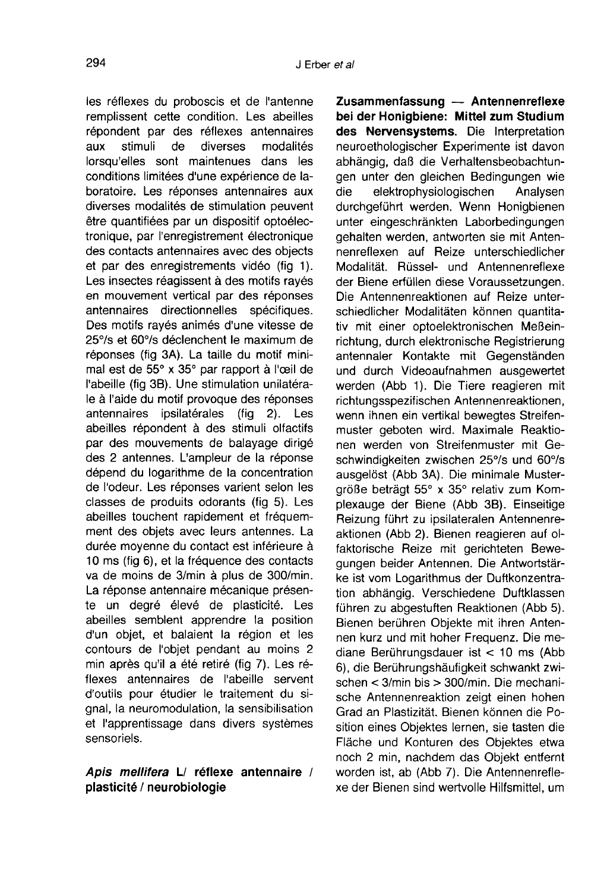les réflexes du proboscis et de l'antenne remplissent cette condition. Les abeilles répondent par des réflexes antennaires aux stimuli de diverses modalités lorsqu'elles sont maintenues dans les conditions limitées d'une expérience de laboratoire. Les réponses antennaires aux diverses modalités de stimulation peuvent être quantifiées par un dispositif optoélectronique, par l'enregistrement électronique des contacts antennaires avec des objects et par des enregistrements vidéo (fig 1). Les insectes réagissent à des motifs rayés en mouvement vertical par des réponses antennaires directionnelles spécifiques. Des motifs rayés animés d'une vitesse de 25°/s et 60°/s déclenchent le maximum de réponses (fig 3A). La taille du motif minimal est de 55° x 35° par rapport à l'œil de l'abeille (fig 3B). Une stimulation unilatérale à l'aide du motif provoque des réponses antennaires ipsilatérales (fig 2). Les abeilles répondent à des stimuli olfactifs par des mouvements de balayage dirigé des 2 antennes. L'ampleur de la réponse dépend du logarithme de la concentration de l'odeur. Les réponses varient selon les classes de produits odorants (fig 5). Les abeilles touchent rapidement et fréquemment des objets avec leurs antennes. La durée moyenne du contact est inférieure à 10 ms (fig 6), et la fréquence des contacts va de moins de 3/min à plus de 300/min. La réponse antennaire mécanique présente un degré élevé de plasticité. Les abeilles semblent apprendre la position d'un objet, et balaient la région et les contours de l'objet pendant au moins 2 min après qu'il a été retiré (fig 7). Les réflexes antennaires de l'abeille servent d'outils pour étudier le traitement du signal, la neuromodulation, la sensibilisation et l'apprentissage dans divers systèmes sensoriels.

***Apis mellifera* L/ réflexe antennaire / plasticité / neurobiologie**

**Zusammenfassung — Antennenreflexe bei der Honigbiene: Mittel zum Studium des Nervensystems.** Die Interpretation neuroethologischer Experimente ist davon abhängig, daß die Verhaltensbeobachtungen unter den gleichen Bedingungen wie die elektrophysiologischen Analysen durchgeführt werden. Wenn Honigbienen unter eingeschränkten Laborbedingungen gehalten werden, antworten sie mit Antennenreflexen auf Reize unterschiedlicher Modalität. Rüssel- und Antennenreflexe der Biene erfüllen diese Voraussetzungen. Die Antennenreaktionen auf Reize unterschiedlicher Modalitäten können quantitativ mit einer optoelektronischen Meßeinrichtung, durch elektronische Registrierung antennaler Kontakte mit Gegenständen und durch Videoaufnahmen ausgewertet werden (Abb 1). Die Tiere reagieren mit richtungsspezifischen Antennenreaktionen, wenn ihnen ein vertikal bewegtes Streifenmuster geboten wird. Maximale Reaktionen werden von Streifenmuster mit Geschwindigkeiten zwischen 25°/s und 60°/s ausgelöst (Abb 3A). Die minimale Mustergröße beträgt 55° x 35° relativ zum Komplexauge der Biene (Abb 3B). Einseitige Reizung führt zu ipsilateralen Antennenreaktionen (Abb 2). Bienen reagieren auf olfaktorische Reize mit gerichteten Bewegungen beider Antennen. Die Antwortstärke ist vom Logarithmus der Duftkonzentration abhängig. Verschiedene Duftklassen führen zu abgestuften Reaktionen (Abb 5). Bienen berühren Objekte mit ihren Antennen kurz und mit hoher Frequenz. Die mediane Berührungsdauer ist < 10 ms (Abb 6), die Berührungshäufigkeit schwankt zwischen < 3/min bis > 300/min. Die mechanische Antennenreaktion zeigt einen hohen Grad an Plastizität. Bienen können die Position eines Objektes lernen, sie tasten die Fläche und Konturen des Objektes etwa noch 2 min, nachdem das Objekt entfernt worden ist, ab (Abb 7). Die Antennenreflexe der Bienen sind wertvolle Hilfsmittel, um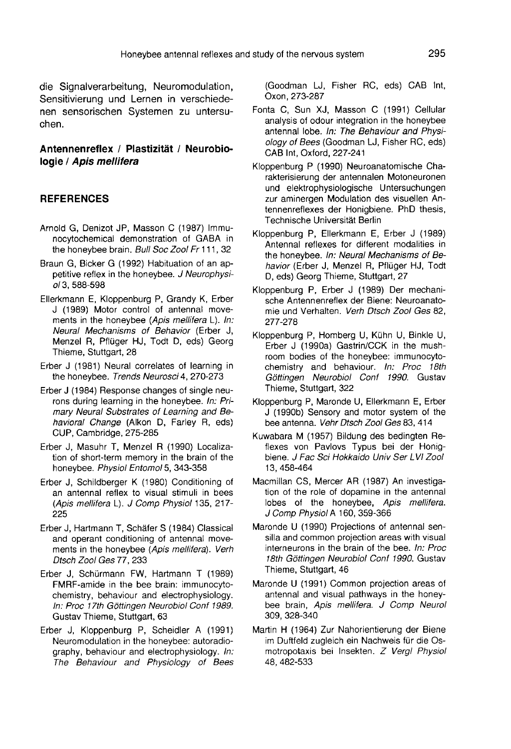die Signalverarbeitung, Neuromodulation, Sensitivierung und Lernen in verschiedenen sensorischen Systemen zu untersuchen.

**Antennenreflex / Plastizität / Neurobiologie / *Apis mellifera***

## REFERENCES

Arnold G, Denizot JP, Masson C (1987) Immunocytochemical demonstration of GABA in the honeybee brain. *Bull Soc Zool Fr* 111, 32

Braun G, Bicker G (1992) Habituation of an appetitive reflex in the honeybee. *J Neurophysiol* 3, 588-598

Ellerkmann E, Kloppenburg P, Grandy K, Erber J (1989) Motor control of antennal movements in the honeybee (*Apis mellifera* L). *In: Neural Mechanisms of Behavior* (Erber J, Menzel R, Pflüger HJ, Todt D, eds) Georg Thieme, Stuttgart, 28

Erber J (1981) Neural correlates of learning in the honeybee. *Trends Neurosci* 4, 270-273

Erber J (1984) Response changes of single neurons during learning in the honeybee. *In: Primary Neural Substrates of Learning and Behavioral Change* (Alkon D, Farley R, eds) CUP, Cambridge, 275-285

Erber J, Masuhr T, Menzel R (1990) Localization of short-term memory in the brain of the honeybee. *Physiol Entomol* 5, 343-358

Erber J, Schildberger K (1980) Conditioning of an antennal reflex to visual stimuli in bees (*Apis mellifera* L). *J Comp Physiol* 135, 217-225

Erber J, Hartmann T, Schäfer S (1984) Classical and operant conditioning of antennal movements in the honeybee (*Apis mellifera*). *Verh Dtsch Zool Ges* 77, 233

Erber J, Schürmann FW, Hartmann T (1989) FMRF-amide in the bee brain: immunocytochemistry, behaviour and electrophysiology. *In: Proc 17th Göttingen Neurobiol Conf 1989.* Gustav Thieme, Stuttgart, 63

Erber J, Kloppenburg P, Scheidler A (1991) Neuromodulation in the honeybee: autoradiography, behaviour and electrophysiology. *In: The Behaviour and Physiology of Bees* (Goodman LJ, Fisher RC, eds) CAB Int, Oxon, 273-287

Fonta C, Sun XJ, Masson C (1991) Cellular analysis of odour integration in the honeybee antennal lobe. *In: The Behaviour and Physiology of Bees* (Goodman LJ, Fisher RC, eds) CAB Int, Oxford, 227-241

Kloppenburg P (1990) Neuroanatomische Charakterisierung der antennalen Motoneuronen und elektrophysiologische Untersuchungen zur aminergen Modulation des visuellen Antennenreflexes der Honigbiene. PhD thesis, Technische Universität Berlin

Kloppenburg P, Ellerkmann E, Erber J (1989) Antennal reflexes for different modalities in the honeybee. *In: Neural Mechanisms of Behavior* (Erber J, Menzel R, Pflüger HJ, Todt D, eds) Georg Thieme, Stuttgart, 27

Kloppenburg P, Erber J (1989) Der mechanische Antennenreflex der Biene: Neuroanatomie und Verhalten. *Verh Dtsch Zool Ges* 82, 277-278

Kloppenburg P, Homberg U, Kühn U, Binkle U, Erber J (1990a) Gastrin/CCK in the mushroom bodies of the honeybee: immunocytochemistry and behaviour. *In: Proc 18th Göttingen Neurobiol Conf 1990.* Gustav Thieme, Stuttgart, 322

Kloppenburg P, Maronde U, Ellerkmann E, Erber J (1990b) Sensory and motor system of the bee antenna. *Vehr Dtsch Zool Ges* 83, 414

Kuwabara M (1957) Bildung des bedingten Reflexes von Pavlovs Typus bei der Honigbiene. *J Fac Sci Hokkaido Univ Ser LVI Zool* 13, 458-464

Macmillan CS, Mercer AR (1987) An investigation of the role of dopamine in the antennal lobes of the honeybee, *Apis mellifera*. *J Comp Physiol A* 160, 359-366

Maronde U (1990) Projections of antennal sensilla and common projection areas with visual interneurons in the brain of the bee. *In: Proc 18th Göttingen Neurobiol Conf 1990.* Gustav Thieme, Stuttgart, 46

Maronde U (1991) Common projection areas of antennal and visual pathways in the honeybee brain, *Apis mellifera*. *J Comp Neurol* 309, 328-340

Martin H (1964) Zur Nahorientierung der Biene im Duftfeld zugleich ein Nachweis für die Osmotropotaxis bei Insekten. *Z Vergl Physiol* 48, 482-533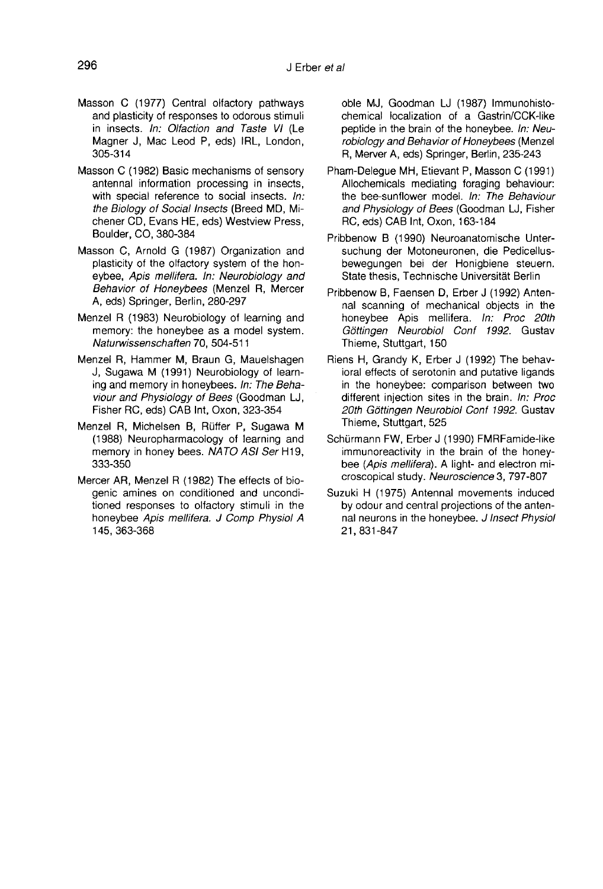Masson C (1977) Central olfactory pathways and plasticity of responses to odorous stimuli in insects. *In: Olfaction and Taste VI* (Le Magner J, Mac Leod P, eds) IRL, London, 305-314

Masson C (1982) Basic mechanisms of sensory antennal information processing in insects, with special reference to social insects. *In: the Biology of Social Insects* (Breed MD, Michener CD, Evans HE, eds) Westview Press, Boulder, CO, 380-384

Masson C, Arnold G (1987) Organization and plasticity of the olfactory system of the honeybee, *Apis mellifera*. *In: Neurobiology and Behavior of Honeybees* (Menzel R, Mercer A, eds) Springer, Berlin, 280-297

Menzel R (1983) Neurobiology of learning and memory: the honeybee as a model system. *Naturwissenschaften* 70, 504-511

Menzel R, Hammer M, Braun G, Mauelshagen J, Sugawa M (1991) Neurobiology of learning and memory in honeybees. *In: The Behaviour and Physiology of Bees* (Goodman LJ, Fisher RC, eds) CAB Int, Oxon, 323-354

Menzel R, Michelsen B, Rüffer P, Sugawa M (1988) Neuropharmacology of learning and memory in honey bees. *NATO ASI Ser* H19, 333-350

Mercer AR, Menzel R (1982) The effects of biogenic amines on conditioned and unconditioned responses to olfactory stimuli in the honeybee *Apis mellifera*. *J Comp Physiol A* 145, 363-368

oble MJ, Goodman LJ (1987) Immunohistochemical localization of a Gastrin/CCK-like peptide in the brain of the honeybee. *In: Neurobiology and Behavior of Honeybees* (Menzel R, Merver A, eds) Springer, Berlin, 235-243

Pham-Delegue MH, Etievant P, Masson C (1991) Allochemicals mediating foraging behaviour: the bee-sunflower model. *In: The Behaviour and Physiology of Bees* (Goodman LJ, Fisher RC, eds) CAB Int, Oxon, 163-184

Pribbenow B (1990) Neuroanatomische Untersuchung der Motoneuronen, die Pedicellusbewegungen bei der Honigbiene steuern. State thesis, Technische Universität Berlin

Pribbenow B, Faensen D, Erber J (1992) Antennal scanning of mechanical objects in the honeybee Apis mellifera. *In: Proc 20th Göttingen Neurobiol Conf 1992*. Gustav Thieme, Stuttgart, 150

Riens H, Grandy K, Erber J (1992) The behavioral effects of serotonin and putative ligands in the honeybee: comparison between two different injection sites in the brain. *In: Proc 20th Göttingen Neurobiol Conf 1992*. Gustav Thieme, Stuttgart, 525

Schürmann FW, Erber J (1990) FMRFamide-like immunoreactivity in the brain of the honeybee (*Apis mellifera*). A light- and electron microscopical study. *Neuroscience* 3, 797-807

Suzuki H (1975) Antennal movements induced by odour and central projections of the antennal neurons in the honeybee. *J Insect Physiol* 21, 831-847